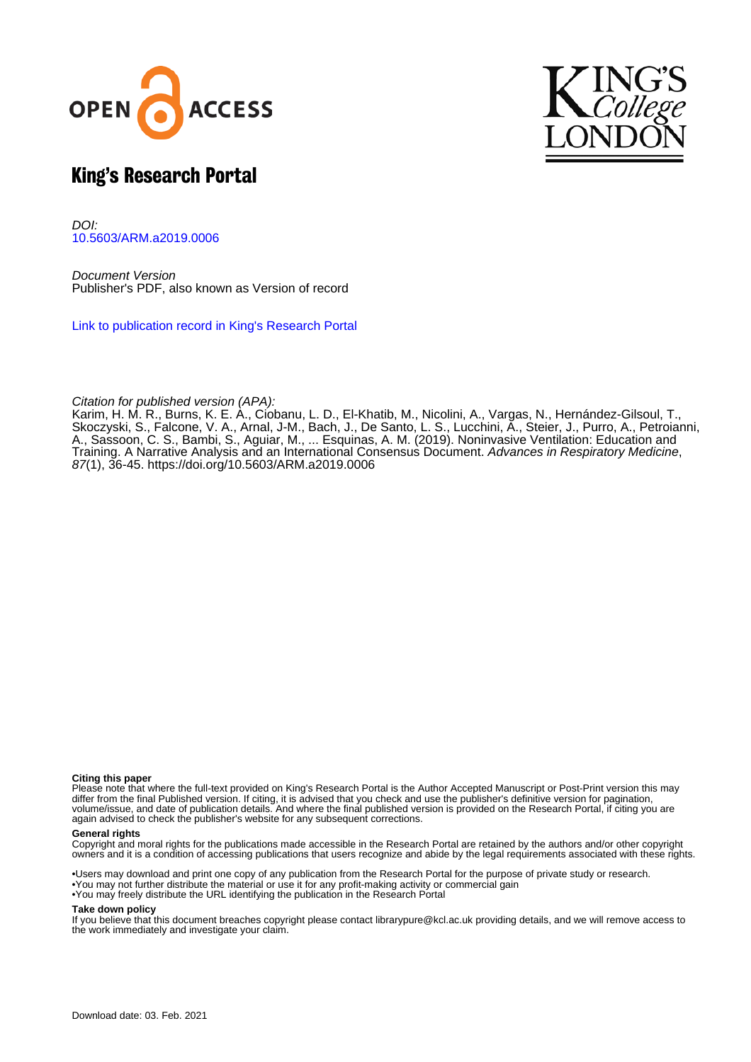# King's Research Portal

*DOI:*
10.5603/ARM.a2019.0006

*Document Version*
Publisher's PDF, also known as Version of record

Link to publication record in King's Research Portal

*Citation for published version (APA):*
Karim, H. M. R., Burns, K. E. A., Ciobanu, L. D., El-Khatib, M., Nicolini, A., Vargas, N., Hernández-Gilsoul, T., Skoczyski, S., Falcone, V. A., Arnal, J-M., Bach, J., De Santo, L. S., Lucchini, A., Steier, J., Purro, A., Petroianni, A., Sassoon, C. S., Bambi, S., Aguiar, M., ... Esquinas, A. M. (2019). Noninvasive Ventilation: Education and Training. A Narrative Analysis and an International Consensus Document. *Advances in Respiratory Medicine*, *87*(1), 36-45. https://doi.org/10.5603/ARM.a2019.0006

**Citing this paper**
Please note that where the full-text provided on King's Research Portal is the Author Accepted Manuscript or Post-Print version this may differ from the final Published version. If citing, it is advised that you check and use the publisher's definitive version for pagination, volume/issue, and date of publication details. And where the final published version is provided on the Research Portal, if citing you are again advised to check the publisher's website for any subsequent corrections.

**General rights**
Copyright and moral rights for the publications made accessible in the Research Portal are retained by the authors and/or other copyright owners and it is a condition of accessing publications that users recognize and abide by the legal requirements associated with these rights.

•Users may download and print one copy of any publication from the Research Portal for the purpose of private study or research.
•You may not further distribute the material or use it for any profit-making activity or commercial gain
•You may freely distribute the URL identifying the publication in the Research Portal

**Take down policy**
If you believe that this document breaches copyright please contact librarypure@kcl.ac.uk providing details, and we will remove access to the work immediately and investigate your claim.

Download date: 03. Feb. 2021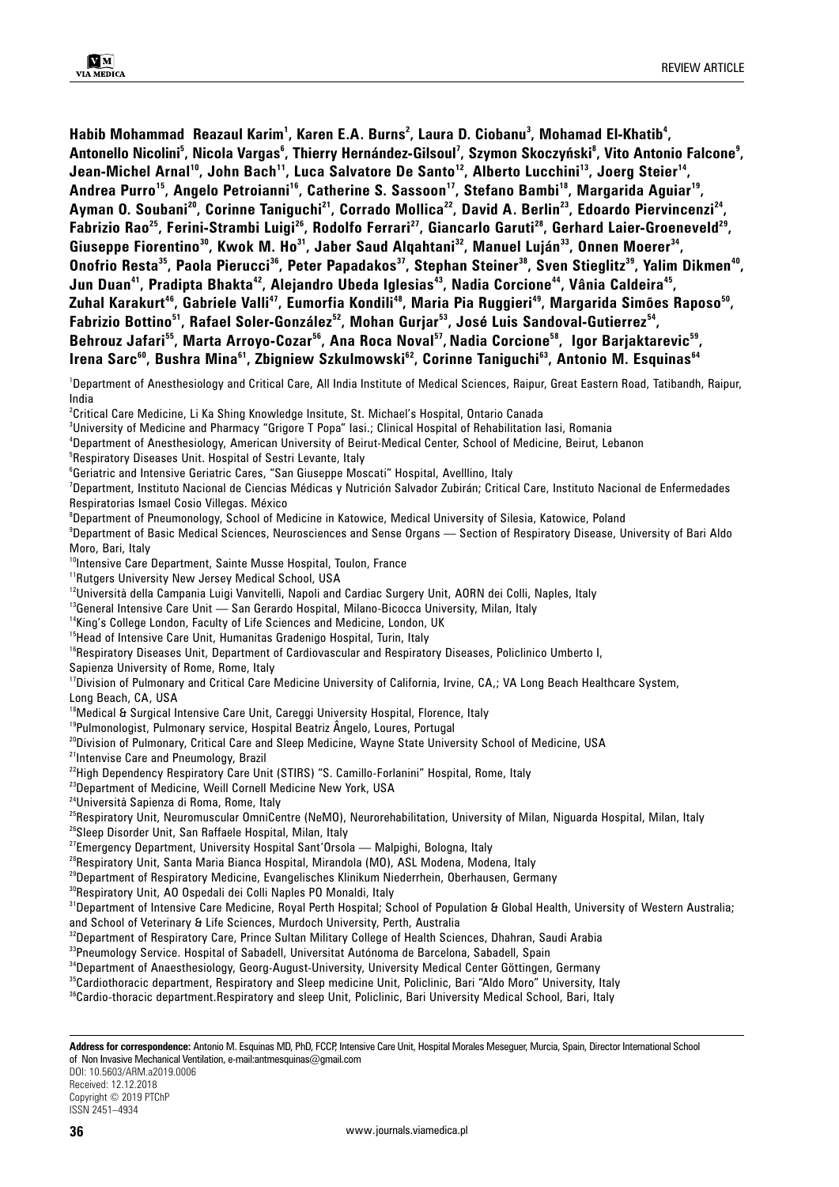**Habib Mohammad Reazaul Karim[1], Karen E.A. Burns[2], Laura D. Ciobanu[3], Mohamad El-Khatib[4], Antonello Nicolini[5], Nicola Vargas[6], Thierry Hernández-Gilsoul[7], Szymon Skoczyński[8], Vito Antonio Falcone[9], Jean-Michel Arnal[10], John Bach[11], Luca Salvatore De Santo[12], Alberto Lucchini[13], Joerg Steier[14], Andrea Purro[15], Angelo Petroianni[16], Catherine S. Sassoon[17], Stefano Bambi[18], Margarida Aguiar[19], Ayman O. Soubani[20], Corinne Taniguchi[21], Corrado Mollica[22], David A. Berlin[23], Edoardo Piervincenzi[24], Fabrizio Rao[25], Ferini-Strambi Luigi[26], Rodolfo Ferrari[27], Giancarlo Garuti[28], Gerhard Laier-Groeneveld[29], Giuseppe Fiorentino[30], Kwok M. Ho[31], Jaber Saud Alqahtani[32], Manuel Luján[33], Onnen Moerer[34], Onofrio Resta[35], Paola Pierucci[36], Peter Papadakos[37], Stephan Steiner[38], Sven Stieglitz[39], Yalim Dikmen[40], Jun Duan[41], Pradipta Bhakta[42], Alejandro Ubeda Iglesias[43], Nadia Corcione[44], Vânia Caldeira[45], Zuhal Karakurt[46], Gabriele Valli[47], Eumorfia Kondili[48], Maria Pia Ruggieri[49], Margarida Simões Raposo[50], Fabrizio Bottino[51], Rafael Soler-González[52], Mohan Gurjar[53], José Luis Sandoval-Gutierrez[54], Behrouz Jafari[55], Marta Arroyo-Cozar[56], Ana Roca Noval[57], Nadia Corcione[58], Igor Barjaktarevic[59], Irena Sarc[60], Bushra Mina[61], Zbigniew Szkulmowski[62], Corinne Taniguchi[63], Antonio M. Esquinas[64]**

[1]Department of Anesthesiology and Critical Care, All India Institute of Medical Sciences, Raipur, Great Eastern Road, Tatibandh, Raipur, India

[2]Critical Care Medicine, Li Ka Shing Knowledge Insitute, St. Michael's Hospital, Ontario Canada

[3]University of Medicine and Pharmacy "Grigore T Popa" Iasi.; Clinical Hospital of Rehabilitation Iasi, Romania

[4]Department of Anesthesiology, American University of Beirut-Medical Center, School of Medicine, Beirut, Lebanon

[5]Respiratory Diseases Unit. Hospital of Sestri Levante, Italy

[6]Geriatric and Intensive Geriatric Cares, "San Giuseppe Moscati" Hospital, Avelllino, Italy

[7]Department, Instituto Nacional de Ciencias Médicas y Nutrición Salvador Zubirán; Critical Care, Instituto Nacional de Enfermedades Respiratorias Ismael Cosio Villegas. México

[8]Department of Pneumonology, School of Medicine in Katowice, Medical University of Silesia, Katowice, Poland

[9]Department of Basic Medical Sciences, Neurosciences and Sense Organs — Section of Respiratory Disease, University of Bari Aldo Moro, Bari, Italy

[10]Intensive Care Department, Sainte Musse Hospital, Toulon, France

[11]Rutgers University New Jersey Medical School, USA

[12]Università della Campania Luigi Vanvitelli, Napoli and Cardiac Surgery Unit, AORN dei Colli, Naples, Italy

[13]General Intensive Care Unit — San Gerardo Hospital, Milano-Bicocca University, Milan, Italy

[14]King's College London, Faculty of Life Sciences and Medicine, London, UK

[15]Head of Intensive Care Unit, Humanitas Gradenigo Hospital, Turin, Italy

[16]Respiratory Diseases Unit, Department of Cardiovascular and Respiratory Diseases, Policlinico Umberto I, Sapienza University of Rome, Rome, Italy

[17]Division of Pulmonary and Critical Care Medicine University of California, Irvine, CA,; VA Long Beach Healthcare System, Long Beach, CA, USA

[18]Medical & Surgical Intensive Care Unit, Careggi University Hospital, Florence, Italy

[19]Pulmonologist, Pulmonary service, Hospital Beatriz Ângelo, Loures, Portugal

[20]Division of Pulmonary, Critical Care and Sleep Medicine, Wayne State University School of Medicine, USA

[21]Intenvise Care and Pneumology, Brazil

[22]High Dependency Respiratory Care Unit (STIRS) "S. Camillo-Forlanini" Hospital, Rome, Italy

[23]Department of Medicine, Weill Cornell Medicine New York, USA

[24]Università Sapienza di Roma, Rome, Italy

[25]Respiratory Unit, Neuromuscular OmniCentre (NeMO), Neurorehabilitation, University of Milan, Niguarda Hospital, Milan, Italy

[26]Sleep Disorder Unit, San Raffaele Hospital, Milan, Italy

[27]Emergency Department, University Hospital Sant'Orsola — Malpighi, Bologna, Italy

[28]Respiratory Unit, Santa Maria Bianca Hospital, Mirandola (MO), ASL Modena, Modena, Italy

[29]Department of Respiratory Medicine, Evangelisches Klinikum Niederrhein, Oberhausen, Germany

[30]Respiratory Unit, AO Ospedali dei Colli Naples PO Monaldi, Italy

[31]Department of Intensive Care Medicine, Royal Perth Hospital; School of Population & Global Health, University of Western Australia; and School of Veterinary & Life Sciences, Murdoch University, Perth, Australia

[32]Department of Respiratory Care, Prince Sultan Military College of Health Sciences, Dhahran, Saudi Arabia

[33]Pneumology Service. Hospital of Sabadell, Universitat Autónoma de Barcelona, Sabadell, Spain

[34]Department of Anaesthesiology, Georg-August-University, University Medical Center Göttingen, Germany

[35]Cardiothoracic department, Respiratory and Sleep medicine Unit, Policlinic, Bari "Aldo Moro" University, Italy

[36]Cardio-thoracic department.Respiratory and sleep Unit, Policlinic, Bari University Medical School, Bari, Italy

**Address for correspondence:** Antonio M. Esquinas MD, PhD, FCCP, Intensive Care Unit, Hospital Morales Meseguer, Murcia, Spain, Director International School of Non Invasive Mechanical Ventilation, e-mail:antmesquinas@gmail.com

DOI: 10.5603/ARM.a2019.0006
Received: 12.12.2018
Copyright © 2019 PTChP
ISSN 2451–4934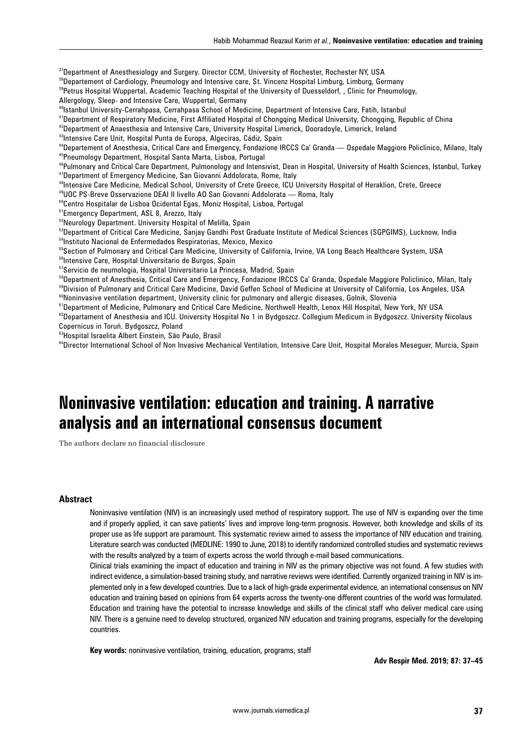[37]Department of Anesthesiology and Surgery. Director CCM, University of Rochester, Rochester NY, USA
[38]Departement of Cardiology, Pneumology and Intensive care, St. Vincenz Hospital Limburg, Limburg, Germany
[39]Petrus Hospital Wuppertal, Academic Teaching Hospital of the University of Duesseldorf, , Clinic for Pneumology, Allergology, Sleep- and Intensive Care, Wuppertal, Germany
[40]Istanbul University-Cerrahpasa, Cerrahpasa School of Medicine, Department of Intensive Care, Fatih, Istanbul
[41]Department of Respiratory Medicine, First Affiliated Hospital of Chongqing Medical University, Chongqing, Republic of China
[42]Department of Anaesthesia and Intensive Care, University Hospital Limerick, Dooradoyle, Limerick, Ireland
[43]Intensive Care Unit, Hospital Punta de Europa, Algeciras, Cádiz, Spain
[44]Departement of Anesthesia, Critical Care and Emergency, Fondazione IRCCS Ca' Granda — Ospedale Maggiore Policlinico, Milano, Italy
[45]Pneumology Department, Hospital Santa Marta, Lisboa, Portugal
[46]Pulmonary and Critical Care Department, Pulmonology and Intensivist, Dean in Hospital, University of Health Sciences, Istanbul, Turkey
[47]Department of Emergency Medicine, San Giovanni Addolorata, Rome, Italy
[48]Intensive Care Medicine, Medical School, University of Crete Greece, ICU University Hospital of Heraklion, Crete, Greece
[49]UOC PS-Breve Osservazione DEAI II livello AO San Giovanni Addolorata — Roma, Italy
[50]Centro Hospitalar de Lisboa Ocidental Egas, Moniz Hospital, Lisboa, Portugal
[51]Emergency Department, ASL 8, Arezzo, Italy
[52]Neurology Department. University Hospital of Melilla, Spain
[53]Department of Critical Care Medicine, Sanjay Gandhi Post Graduate Institute of Medical Sciences (SGPGIMS), Lucknow, India
[54]Instituto Nacional de Enfermedades Respiratorias, Mexico, Mexico
[55]Section of Pulmonary and Critical Care Medicine, University of California, Irvine, VA Long Beach Healthcare System, USA
[56]Intensive Care, Hospital Universitario de Burgos, Spain
[57]Servicio de neumologia, Hospital Universitario La Princesa, Madrid, Spain
[58]Department of Anesthesia, Critical Care and Emergency, Fondazione IRCCS Ca' Granda, Ospedale Maggiore Policlinico, Milan, Italy
[59]Division of Pulmonary and Critical Care Medicine, David Geffen School of Medicine at University of California, Los Angeles, USA
[60]Noninvasive ventilation department, University clinic for pulmonary and allergic diseases, Golnik, Slovenia
[61]Department of Medicine, Pulmonary and Critical Care Medicine, Northwell Health, Lenox Hill Hospital, New York, NY USA
[62]Departament of Anesthesia and ICU. University Hospital No 1 in Bydgoszcz. Collegium Medicum in Bydgoszcz. University Nicolaus Copernicus in Toruń. Bydgoszcz, Poland
[63]Hospital Israelita Albert Einstein, São Paulo, Brasil
[64]Director International School of Non Invasive Mechanical Ventilation, Intensive Care Unit, Hospital Morales Meseguer, Murcia, Spain

# Noninvasive ventilation: education and training. A narrative analysis and an international consensus document

The authors declare no financial disclosure

## Abstract

Noninvasive ventilation (NIV) is an increasingly used method of respiratory support. The use of NIV is expanding over the time and if properly applied, it can save patients' lives and improve long-term prognosis. However, both knowledge and skills of its proper use as life support are paramount. This systematic review aimed to assess the importance of NIV education and training. Literature search was conducted (MEDLINE: 1990 to June, 2018) to identify randomized controlled studies and systematic reviews with the results analyzed by a team of experts across the world through e-mail based communications.

Clinical trials examining the impact of education and training in NIV as the primary objective was not found. A few studies with indirect evidence, a simulation-based training study, and narrative reviews were identified. Currently organized training in NIV is implemented only in a few developed countries. Due to a lack of high-grade experimental evidence, an international consensus on NIV education and training based on opinions from 64 experts across the twenty-one different countries of the world was formulated. Education and training have the potential to increase knowledge and skills of the clinical staff who deliver medical care using NIV. There is a genuine need to develop structured, organized NIV education and training programs, especially for the developing countries.

**Key words:** noninvasive ventilation, training, education, programs, staff

**Adv Respir Med. 2019; 87: 37–45**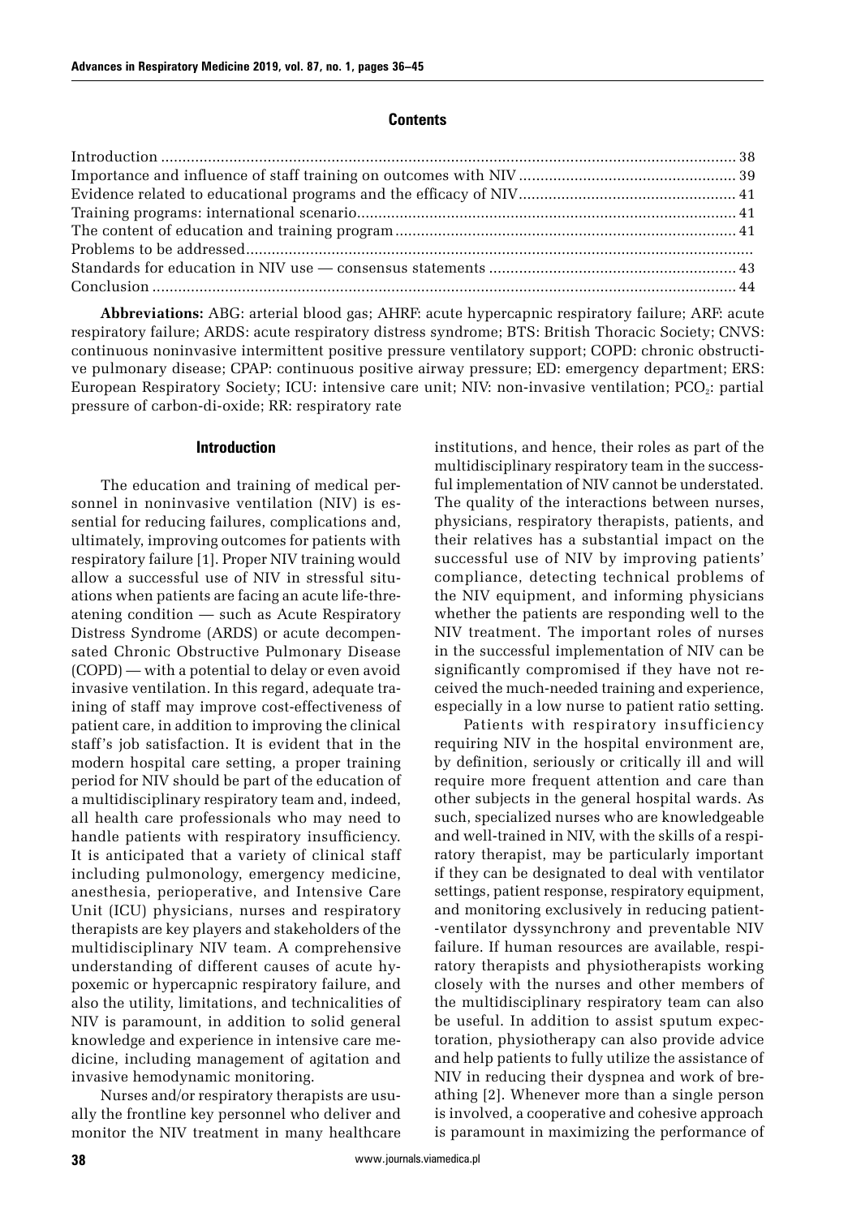## Contents

| | |
|---|---|
| Introduction | 38 |
| Importance and influence of staff training on outcomes with NIV | 39 |
| Evidence related to educational programs and the efficacy of NIV | 41 |
| Training programs: international scenario | 41 |
| The content of education and training program | 41 |
| Problems to be addressed | |
| Standards for education in NIV use — consensus statements | 43 |
| Conclusion | 44 |

**Abbreviations:** ABG: arterial blood gas; AHRF: acute hypercapnic respiratory failure; ARF: acute respiratory failure; ARDS: acute respiratory distress syndrome; BTS: British Thoracic Society; CNVS: continuous noninvasive intermittent positive pressure ventilatory support; COPD: chronic obstructive pulmonary disease; CPAP: continuous positive airway pressure; ED: emergency department; ERS: European Respiratory Society; ICU: intensive care unit; NIV: non-invasive ventilation; $PCO_2$: partial pressure of carbon-di-oxide; RR: respiratory rate

## Introduction

The education and training of medical personnel in noninvasive ventilation (NIV) is essential for reducing failures, complications and, ultimately, improving outcomes for patients with respiratory failure [1]. Proper NIV training would allow a successful use of NIV in stressful situations when patients are facing an acute life-threatening condition — such as Acute Respiratory Distress Syndrome (ARDS) or acute decompensated Chronic Obstructive Pulmonary Disease (COPD) — with a potential to delay or even avoid invasive ventilation. In this regard, adequate training of staff may improve cost-effectiveness of patient care, in addition to improving the clinical staff's job satisfaction. It is evident that in the modern hospital care setting, a proper training period for NIV should be part of the education of a multidisciplinary respiratory team and, indeed, all health care professionals who may need to handle patients with respiratory insufficiency. It is anticipated that a variety of clinical staff including pulmonology, emergency medicine, anesthesia, perioperative, and Intensive Care Unit (ICU) physicians, nurses and respiratory therapists are key players and stakeholders of the multidisciplinary NIV team. A comprehensive understanding of different causes of acute hypoxemic or hypercapnic respiratory failure, and also the utility, limitations, and technicalities of NIV is paramount, in addition to solid general knowledge and experience in intensive care medicine, including management of agitation and invasive hemodynamic monitoring.

Nurses and/or respiratory therapists are usually the frontline key personnel who deliver and monitor the NIV treatment in many healthcare institutions, and hence, their roles as part of the multidisciplinary respiratory team in the successful implementation of NIV cannot be understated. The quality of the interactions between nurses, physicians, respiratory therapists, patients, and their relatives has a substantial impact on the successful use of NIV by improving patients' compliance, detecting technical problems of the NIV equipment, and informing physicians whether the patients are responding well to the NIV treatment. The important roles of nurses in the successful implementation of NIV can be significantly compromised if they have not received the much-needed training and experience, especially in a low nurse to patient ratio setting.

Patients with respiratory insufficiency requiring NIV in the hospital environment are, by definition, seriously or critically ill and will require more frequent attention and care than other subjects in the general hospital wards. As such, specialized nurses who are knowledgeable and well-trained in NIV, with the skills of a respiratory therapist, may be particularly important if they can be designated to deal with ventilator settings, patient response, respiratory equipment, and monitoring exclusively in reducing patient-ventilator dyssynchrony and preventable NIV failure. If human resources are available, respiratory therapists and physiotherapists working closely with the nurses and other members of the multidisciplinary respiratory team can also be useful. In addition to assist sputum expectoration, physiotherapy can also provide advice and help patients to fully utilize the assistance of NIV in reducing their dyspnea and work of breathing [2]. Whenever more than a single person is involved, a cooperative and cohesive approach is paramount in maximizing the performance of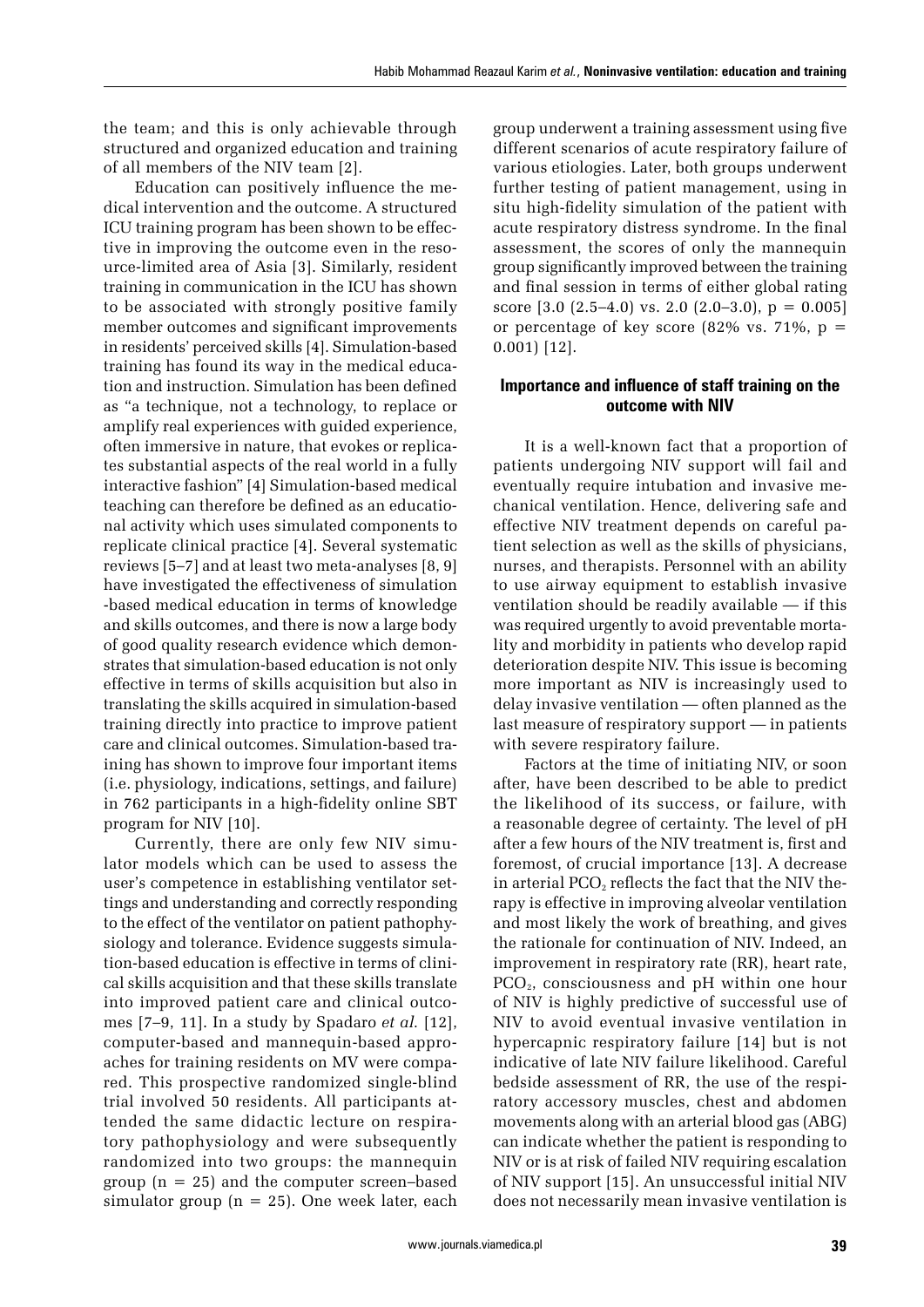the team; and this is only achievable through structured and organized education and training of all members of the NIV team [2].

Education can positively influence the medical intervention and the outcome. A structured ICU training program has been shown to be effective in improving the outcome even in the resource-limited area of Asia [3]. Similarly, resident training in communication in the ICU has shown to be associated with strongly positive family member outcomes and significant improvements in residents' perceived skills [4]. Simulation-based training has found its way in the medical education and instruction. Simulation has been defined as "a technique, not a technology, to replace or amplify real experiences with guided experience, often immersive in nature, that evokes or replicates substantial aspects of the real world in a fully interactive fashion" [4] Simulation-based medical teaching can therefore be defined as an educational activity which uses simulated components to replicate clinical practice [4]. Several systematic reviews [5–7] and at least two meta-analyses [8, 9] have investigated the effectiveness of simulation -based medical education in terms of knowledge and skills outcomes, and there is now a large body of good quality research evidence which demonstrates that simulation-based education is not only effective in terms of skills acquisition but also in translating the skills acquired in simulation-based training directly into practice to improve patient care and clinical outcomes. Simulation-based training has shown to improve four important items (i.e. physiology, indications, settings, and failure) in 762 participants in a high-fidelity online SBT program for NIV [10].

Currently, there are only few NIV simulator models which can be used to assess the user's competence in establishing ventilator settings and understanding and correctly responding to the effect of the ventilator on patient pathophysiology and tolerance. Evidence suggests simulation-based education is effective in terms of clinical skills acquisition and that these skills translate into improved patient care and clinical outcomes [7–9, 11]. In a study by Spadaro *et al.* [12], computer-based and mannequin-based approaches for training residents on MV were compared. This prospective randomized single-blind trial involved 50 residents. All participants attended the same didactic lecture on respiratory pathophysiology and were subsequently randomized into two groups: the mannequin group ($n = 25$) and the computer screen–based simulator group ($n = 25$). One week later, each group underwent a training assessment using five different scenarios of acute respiratory failure of various etiologies. Later, both groups underwent further testing of patient management, using in situ high-fidelity simulation of the patient with acute respiratory distress syndrome. In the final assessment, the scores of only the mannequin group significantly improved between the training and final session in terms of either global rating score [3.0 (2.5–4.0) vs. 2.0 (2.0–3.0), $p = 0.005$] or percentage of key score (82% vs. 71%, $p = 0.001$) [12].

### Importance and influence of staff training on the outcome with NIV

It is a well-known fact that a proportion of patients undergoing NIV support will fail and eventually require intubation and invasive mechanical ventilation. Hence, delivering safe and effective NIV treatment depends on careful patient selection as well as the skills of physicians, nurses, and therapists. Personnel with an ability to use airway equipment to establish invasive ventilation should be readily available — if this was required urgently to avoid preventable mortality and morbidity in patients who develop rapid deterioration despite NIV. This issue is becoming more important as NIV is increasingly used to delay invasive ventilation — often planned as the last measure of respiratory support — in patients with severe respiratory failure.

Factors at the time of initiating NIV, or soon after, have been described to be able to predict the likelihood of its success, or failure, with a reasonable degree of certainty. The level of pH after a few hours of the NIV treatment is, first and foremost, of crucial importance [13]. A decrease in arterial $PCO_2$ reflects the fact that the NIV therapy is effective in improving alveolar ventilation and most likely the work of breathing, and gives the rationale for continuation of NIV. Indeed, an improvement in respiratory rate (RR), heart rate, $PCO_2$, consciousness and pH within one hour of NIV is highly predictive of successful use of NIV to avoid eventual invasive ventilation in hypercapnic respiratory failure [14] but is not indicative of late NIV failure likelihood. Careful bedside assessment of RR, the use of the respiratory accessory muscles, chest and abdomen movements along with an arterial blood gas (ABG) can indicate whether the patient is responding to NIV or is at risk of failed NIV requiring escalation of NIV support [15]. An unsuccessful initial NIV does not necessarily mean invasive ventilation is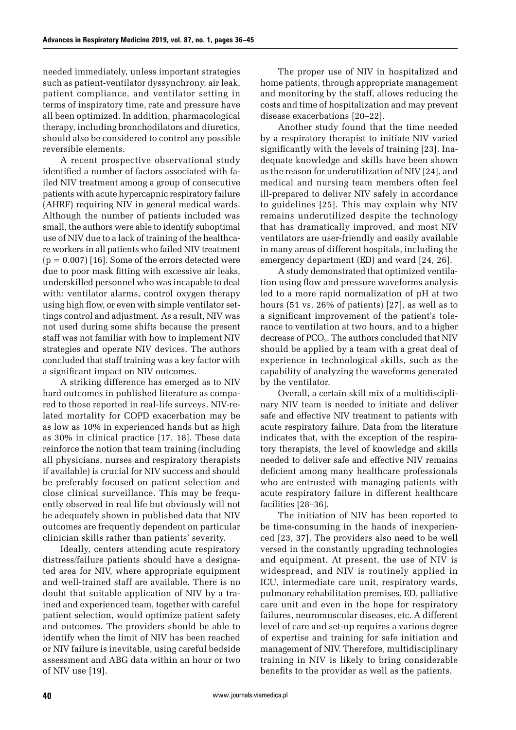needed immediately, unless important strategies such as patient-ventilator dyssynchrony, air leak, patient compliance, and ventilator setting in terms of inspiratory time, rate and pressure have all been optimized. In addition, pharmacological therapy, including bronchodilators and diuretics, should also be considered to control any possible reversible elements.

A recent prospective observational study identified a number of factors associated with failed NIV treatment among a group of consecutive patients with acute hypercapnic respiratory failure (AHRF) requiring NIV in general medical wards. Although the number of patients included was small, the authors were able to identify suboptimal use of NIV due to a lack of training of the healthcare workers in all patients who failed NIV treatment ($p = 0.007$) [16]. Some of the errors detected were due to poor mask fitting with excessive air leaks, underskilled personnel who was incapable to deal with: ventilator alarms, control oxygen therapy using high flow, or even with simple ventilator settings control and adjustment. As a result, NIV was not used during some shifts because the present staff was not familiar with how to implement NIV strategies and operate NIV devices. The authors concluded that staff training was a key factor with a significant impact on NIV outcomes.

A striking difference has emerged as to NIV hard outcomes in published literature as compared to those reported in real-life surveys. NIV-related mortality for COPD exacerbation may be as low as 10% in experienced hands but as high as 30% in clinical practice [17, 18]. These data reinforce the notion that team training (including all physicians, nurses and respiratory therapists if available) is crucial for NIV success and should be preferably focused on patient selection and close clinical surveillance. This may be frequently observed in real life but obviously will not be adequately shown in published data that NIV outcomes are frequently dependent on particular clinician skills rather than patients' severity.

Ideally, centers attending acute respiratory distress/failure patients should have a designated area for NIV, where appropriate equipment and well-trained staff are available. There is no doubt that suitable application of NIV by a trained and experienced team, together with careful patient selection, would optimize patient safety and outcomes. The providers should be able to identify when the limit of NIV has been reached or NIV failure is inevitable, using careful bedside assessment and ABG data within an hour or two of NIV use [19].

The proper use of NIV in hospitalized and home patients, through appropriate management and monitoring by the staff, allows reducing the costs and time of hospitalization and may prevent disease exacerbations [20–22].

Another study found that the time needed by a respiratory therapist to initiate NIV varied significantly with the levels of training [23]. Inadequate knowledge and skills have been shown as the reason for underutilization of NIV [24], and medical and nursing team members often feel ill-prepared to deliver NIV safely in accordance to guidelines [25]. This may explain why NIV remains underutilized despite the technology that has dramatically improved, and most NIV ventilators are user-friendly and easily available in many areas of different hospitals, including the emergency department (ED) and ward [24, 26].

A study demonstrated that optimized ventilation using flow and pressure waveforms analysis led to a more rapid normalization of pH at two hours (51 vs. 26% of patients) [27], as well as to a significant improvement of the patient's tolerance to ventilation at two hours, and to a higher decrease of $PCO_2$. The authors concluded that NIV should be applied by a team with a great deal of experience in technological skills, such as the capability of analyzing the waveforms generated by the ventilator.

Overall, a certain skill mix of a multidisciplinary NIV team is needed to initiate and deliver safe and effective NIV treatment to patients with acute respiratory failure. Data from the literature indicates that, with the exception of the respiratory therapists, the level of knowledge and skills needed to deliver safe and effective NIV remains deficient among many healthcare professionals who are entrusted with managing patients with acute respiratory failure in different healthcare facilities [28–36].

The initiation of NIV has been reported to be time-consuming in the hands of inexperienced [23, 37]. The providers also need to be well versed in the constantly upgrading technologies and equipment. At present, the use of NIV is widespread, and NIV is routinely applied in ICU, intermediate care unit, respiratory wards, pulmonary rehabilitation premises, ED, palliative care unit and even in the hope for respiratory failures, neuromuscular diseases, etc. A different level of care and set-up requires a various degree of expertise and training for safe initiation and management of NIV. Therefore, multidisciplinary training in NIV is likely to bring considerable benefits to the provider as well as the patients.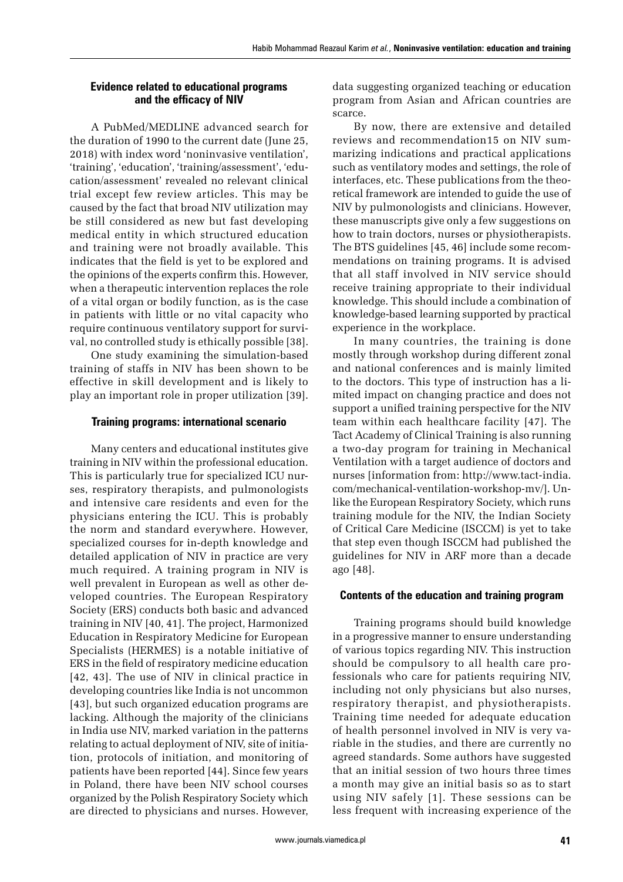### Evidence related to educational programs and the efficacy of NIV

A PubMed/MEDLINE advanced search for the duration of 1990 to the current date (June 25, 2018) with index word 'noninvasive ventilation', 'training', 'education', 'training/assessment', 'education/assessment' revealed no relevant clinical trial except few review articles. This may be caused by the fact that broad NIV utilization may be still considered as new but fast developing medical entity in which structured education and training were not broadly available. This indicates that the field is yet to be explored and the opinions of the experts confirm this. However, when a therapeutic intervention replaces the role of a vital organ or bodily function, as is the case in patients with little or no vital capacity who require continuous ventilatory support for survival, no controlled study is ethically possible [38].

One study examining the simulation-based training of staffs in NIV has been shown to be effective in skill development and is likely to play an important role in proper utilization [39].

### Training programs: international scenario

Many centers and educational institutes give training in NIV within the professional education. This is particularly true for specialized ICU nurses, respiratory therapists, and pulmonologists and intensive care residents and even for the physicians entering the ICU. This is probably the norm and standard everywhere. However, specialized courses for in-depth knowledge and detailed application of NIV in practice are very much required. A training program in NIV is well prevalent in European as well as other developed countries. The European Respiratory Society (ERS) conducts both basic and advanced training in NIV [40, 41]. The project, Harmonized Education in Respiratory Medicine for European Specialists (HERMES) is a notable initiative of ERS in the field of respiratory medicine education [42, 43]. The use of NIV in clinical practice in developing countries like India is not uncommon [43], but such organized education programs are lacking. Although the majority of the clinicians in India use NIV, marked variation in the patterns relating to actual deployment of NIV, site of initiation, protocols of initiation, and monitoring of patients have been reported [44]. Since few years in Poland, there have been NIV school courses organized by the Polish Respiratory Society which are directed to physicians and nurses. However, data suggesting organized teaching or education program from Asian and African countries are scarce.

By now, there are extensive and detailed reviews and recommendation15 on NIV summarizing indications and practical applications such as ventilatory modes and settings, the role of interfaces, etc. These publications from the theoretical framework are intended to guide the use of NIV by pulmonologists and clinicians. However, these manuscripts give only a few suggestions on how to train doctors, nurses or physiotherapists. The BTS guidelines [45, 46] include some recommendations on training programs. It is advised that all staff involved in NIV service should receive training appropriate to their individual knowledge. This should include a combination of knowledge-based learning supported by practical experience in the workplace.

In many countries, the training is done mostly through workshop during different zonal and national conferences and is mainly limited to the doctors. This type of instruction has a limited impact on changing practice and does not support a unified training perspective for the NIV team within each healthcare facility [47]. The Tact Academy of Clinical Training is also running a two-day program for training in Mechanical Ventilation with a target audience of doctors and nurses [information from: http://www.tact-india.com/mechanical-ventilation-workshop-mv/]. Unlike the European Respiratory Society, which runs training module for the NIV, the Indian Society of Critical Care Medicine (ISCCM) is yet to take that step even though ISCCM had published the guidelines for NIV in ARF more than a decade ago [48].

### Contents of the education and training program

Training programs should build knowledge in a progressive manner to ensure understanding of various topics regarding NIV. This instruction should be compulsory to all health care professionals who care for patients requiring NIV, including not only physicians but also nurses, respiratory therapist, and physiotherapists. Training time needed for adequate education of health personnel involved in NIV is very variable in the studies, and there are currently no agreed standards. Some authors have suggested that an initial session of two hours three times a month may give an initial basis so as to start using NIV safely [1]. These sessions can be less frequent with increasing experience of the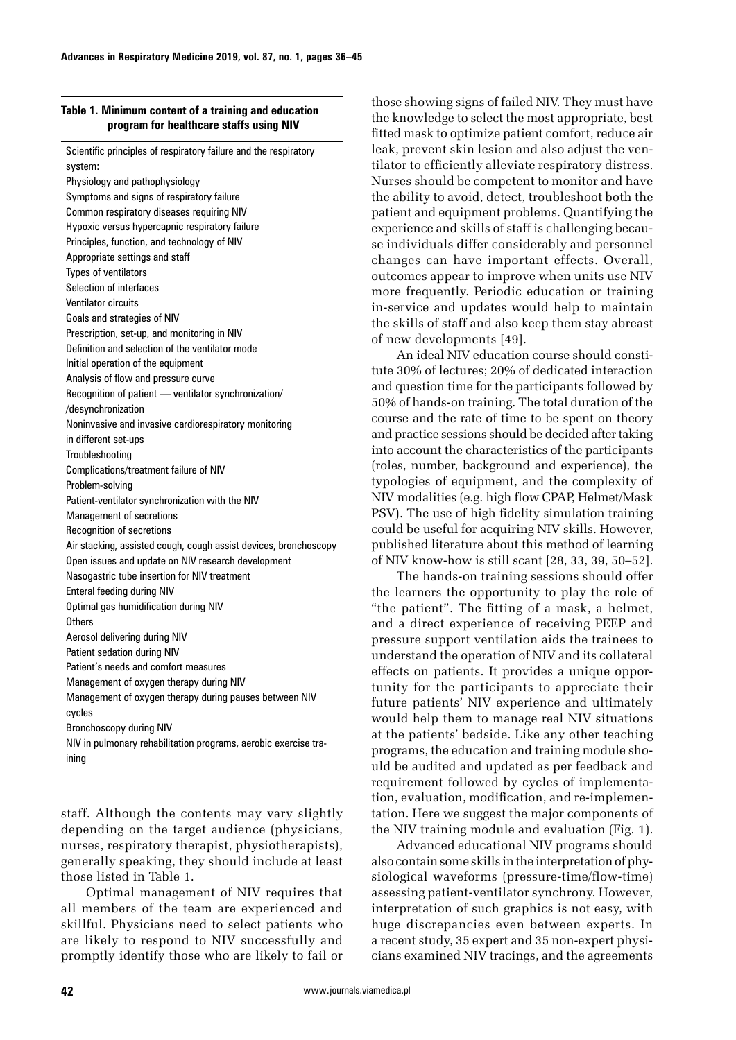**Table 1. Minimum content of a training and education program for healthcare staffs using NIV**

| |
|---|
| Scientific principles of respiratory failure and the respiratory system: |
| Physiology and pathophysiology |
| Symptoms and signs of respiratory failure |
| Common respiratory diseases requiring NIV |
| Hypoxic versus hypercapnic respiratory failure |
| Principles, function, and technology of NIV |
| Appropriate settings and staff |
| Types of ventilators |
| Selection of interfaces |
| Ventilator circuits |
| Goals and strategies of NIV |
| Prescription, set-up, and monitoring in NIV |
| Definition and selection of the ventilator mode |
| Initial operation of the equipment |
| Analysis of flow and pressure curve |
| Recognition of patient — ventilator synchronization/ /desynchronization |
| Noninvasive and invasive cardiorespiratory monitoring in different set-ups |
| Troubleshooting |
| Complications/treatment failure of NIV |
| Problem-solving |
| Patient-ventilator synchronization with the NIV |
| Management of secretions |
| Recognition of secretions |
| Air stacking, assisted cough, cough assist devices, bronchoscopy |
| Open issues and update on NIV research development |
| Nasogastric tube insertion for NIV treatment |
| Enteral feeding during NIV |
| Optimal gas humidification during NIV |
| Others |
| Aerosol delivering during NIV |
| Patient sedation during NIV |
| Patient's needs and comfort measures |
| Management of oxygen therapy during NIV |
| Management of oxygen therapy during pauses between NIV cycles |
| Bronchoscopy during NIV |
| NIV in pulmonary rehabilitation programs, aerobic exercise training |

staff. Although the contents may vary slightly depending on the target audience (physicians, nurses, respiratory therapist, physiotherapists), generally speaking, they should include at least those listed in Table 1.

Optimal management of NIV requires that all members of the team are experienced and skillful. Physicians need to select patients who are likely to respond to NIV successfully and promptly identify those who are likely to fail or those showing signs of failed NIV. They must have the knowledge to select the most appropriate, best fitted mask to optimize patient comfort, reduce air leak, prevent skin lesion and also adjust the ventilator to efficiently alleviate respiratory distress. Nurses should be competent to monitor and have the ability to avoid, detect, troubleshoot both the patient and equipment problems. Quantifying the experience and skills of staff is challenging because individuals differ considerably and personnel changes can have important effects. Overall, outcomes appear to improve when units use NIV more frequently. Periodic education or training in-service and updates would help to maintain the skills of staff and also keep them stay abreast of new developments [49].

An ideal NIV education course should constitute 30% of lectures; 20% of dedicated interaction and question time for the participants followed by 50% of hands-on training. The total duration of the course and the rate of time to be spent on theory and practice sessions should be decided after taking into account the characteristics of the participants (roles, number, background and experience), the typologies of equipment, and the complexity of NIV modalities (e.g. high flow CPAP, Helmet/Mask PSV). The use of high fidelity simulation training could be useful for acquiring NIV skills. However, published literature about this method of learning of NIV know-how is still scant [28, 33, 39, 50–52].

The hands-on training sessions should offer the learners the opportunity to play the role of "the patient". The fitting of a mask, a helmet, and a direct experience of receiving PEEP and pressure support ventilation aids the trainees to understand the operation of NIV and its collateral effects on patients. It provides a unique opportunity for the participants to appreciate their future patients' NIV experience and ultimately would help them to manage real NIV situations at the patients' bedside. Like any other teaching programs, the education and training module should be audited and updated as per feedback and requirement followed by cycles of implementation, evaluation, modification, and re-implementation. Here we suggest the major components of the NIV training module and evaluation (Fig. 1).

Advanced educational NIV programs should also contain some skills in the interpretation of physiological waveforms (pressure-time/flow-time) assessing patient-ventilator synchrony. However, interpretation of such graphics is not easy, with huge discrepancies even between experts. In a recent study, 35 expert and 35 non-expert physicians examined NIV tracings, and the agreements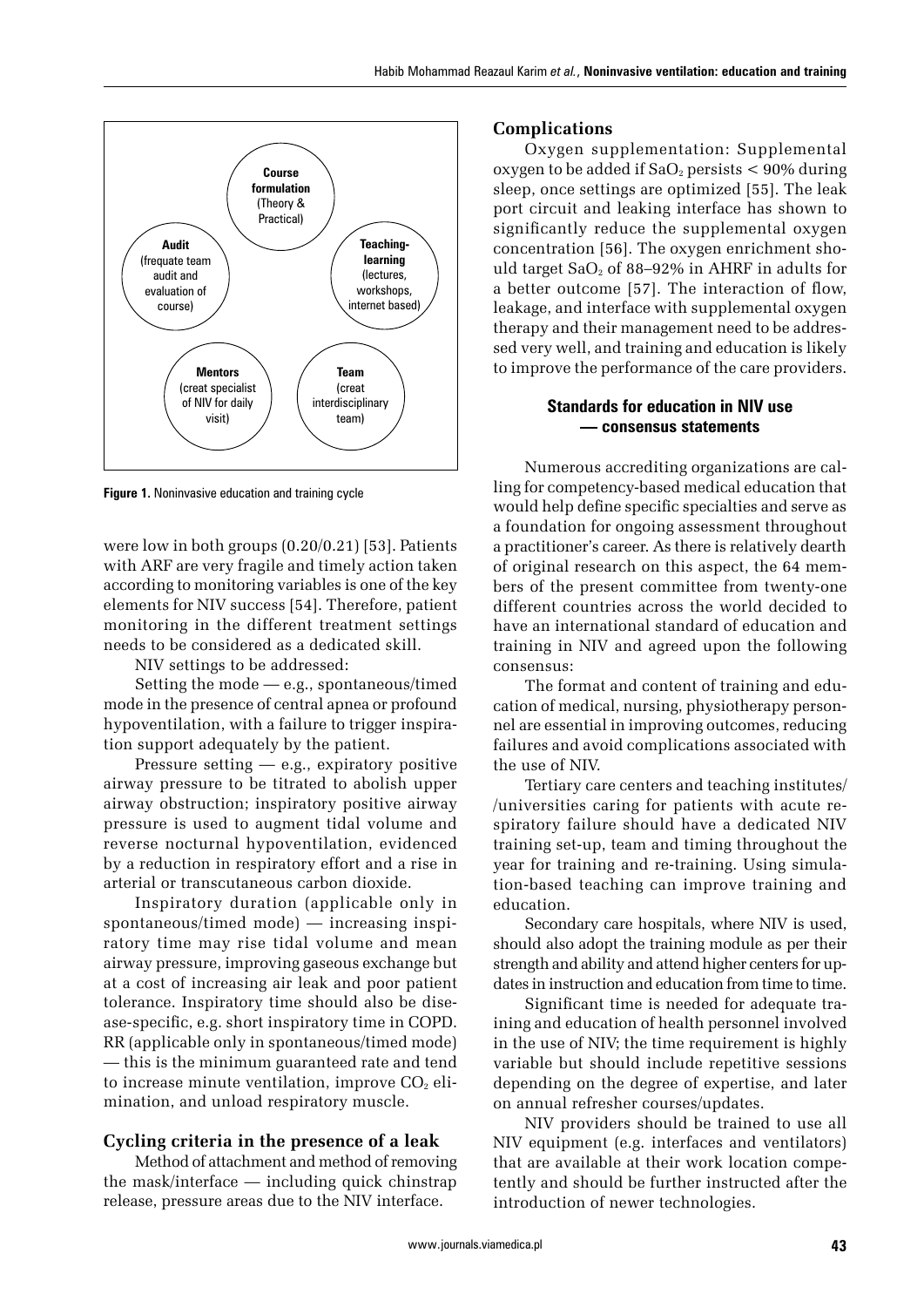**Course formulation** (Theory & Practical)

**Teaching-learning** (lectures, workshops, internet based)

**Team** (creat interdisciplinary team)

**Mentors** (creat specialist of NIV for daily visit)

**Audit** (frequate team audit and evaluation of course)

**Figure 1.** Noninvasive education and training cycle

were low in both groups (0.20/0.21) [53]. Patients with ARF are very fragile and timely action taken according to monitoring variables is one of the key elements for NIV success [54]. Therefore, patient monitoring in the different treatment settings needs to be considered as a dedicated skill.

NIV settings to be addressed:

Setting the mode — e.g., spontaneous/timed mode in the presence of central apnea or profound hypoventilation, with a failure to trigger inspiration support adequately by the patient.

Pressure setting — e.g., expiratory positive airway pressure to be titrated to abolish upper airway obstruction; inspiratory positive airway pressure is used to augment tidal volume and reverse nocturnal hypoventilation, evidenced by a reduction in respiratory effort and a rise in arterial or transcutaneous carbon dioxide.

Inspiratory duration (applicable only in spontaneous/timed mode) — increasing inspiratory time may rise tidal volume and mean airway pressure, improving gaseous exchange but at a cost of increasing air leak and poor patient tolerance. Inspiratory time should also be disease-specific, e.g. short inspiratory time in COPD. RR (applicable only in spontaneous/timed mode) — this is the minimum guaranteed rate and tend to increase minute ventilation, improve $CO_2$ elimination, and unload respiratory muscle.

### Cycling criteria in the presence of a leak

Method of attachment and method of removing the mask/interface — including quick chinstrap release, pressure areas due to the NIV interface.

### Complications

Oxygen supplementation: Supplemental oxygen to be added if $SaO_2$ persists < 90% during sleep, once settings are optimized [55]. The leak port circuit and leaking interface has shown to significantly reduce the supplemental oxygen concentration [56]. The oxygen enrichment should target $SaO_2$ of 88–92% in AHRF in adults for a better outcome [57]. The interaction of flow, leakage, and interface with supplemental oxygen therapy and their management need to be addressed very well, and training and education is likely to improve the performance of the care providers.

## Standards for education in NIV use — consensus statements

Numerous accrediting organizations are calling for competency-based medical education that would help define specific specialties and serve as a foundation for ongoing assessment throughout a practitioner's career. As there is relatively dearth of original research on this aspect, the 64 members of the present committee from twenty-one different countries across the world decided to have an international standard of education and training in NIV and agreed upon the following consensus:

The format and content of training and education of medical, nursing, physiotherapy personnel are essential in improving outcomes, reducing failures and avoid complications associated with the use of NIV.

Tertiary care centers and teaching institutes/universities caring for patients with acute respiratory failure should have a dedicated NIV training set-up, team and timing throughout the year for training and re-training. Using simulation-based teaching can improve training and education.

Secondary care hospitals, where NIV is used, should also adopt the training module as per their strength and ability and attend higher centers for updates in instruction and education from time to time.

Significant time is needed for adequate training and education of health personnel involved in the use of NIV; the time requirement is highly variable but should include repetitive sessions depending on the degree of expertise, and later on annual refresher courses/updates.

NIV providers should be trained to use all NIV equipment (e.g. interfaces and ventilators) that are available at their work location competently and should be further instructed after the introduction of newer technologies.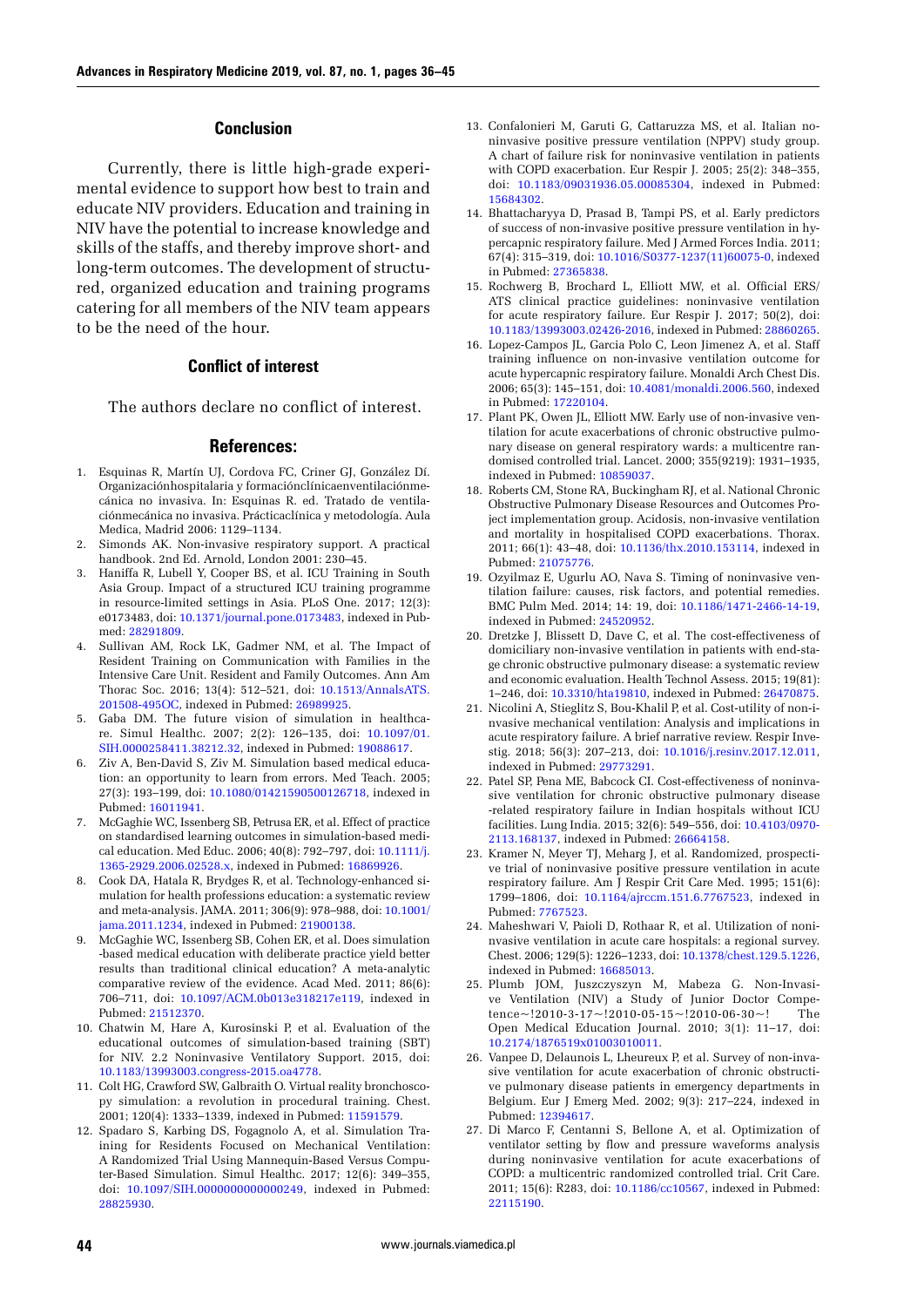## Conclusion

Currently, there is little high-grade experimental evidence to support how best to train and educate NIV providers. Education and training in NIV have the potential to increase knowledge and skills of the staffs, and thereby improve short- and long-term outcomes. The development of structured, organized education and training programs catering for all members of the NIV team appears to be the need of the hour.

## Conflict of interest

The authors declare no conflict of interest.

## References:

1. Esquinas R, Martín UJ, Cordova FC, Criner GJ, González Dí. Organizaciónhospitalaria y formaciónclínicaenventilaciónmecánica no invasiva. In: Esquinas R. ed. Tratado de ventilaciónmecánica no invasiva. Prácticaclínica y metodología. Aula Medica, Madrid 2006: 1129–1134.
2. Simonds AK. Non-invasive respiratory support. A practical handbook. 2nd Ed. Arnold, London 2001: 230–45.
3. Haniffa R, Lubell Y, Cooper BS, et al. ICU Training in South Asia Group. Impact of a structured ICU training programme in resource-limited settings in Asia. PLoS One. 2017; 12(3): e0173483, doi: 10.1371/journal.pone.0173483, indexed in Pubmed: 28291809.
4. Sullivan AM, Rock LK, Gadmer NM, et al. The Impact of Resident Training on Communication with Families in the Intensive Care Unit. Resident and Family Outcomes. Ann Am Thorac Soc. 2016; 13(4): 512–521, doi: 10.1513/AnnalsATS.201508-495OC, indexed in Pubmed: 26989925.
5. Gaba DM. The future vision of simulation in healthcare. Simul Healthc. 2007; 2(2): 126–135, doi: 10.1097/01.SIH.0000258411.38212.32, indexed in Pubmed: 19088617.
6. Ziv A, Ben-David S, Ziv M. Simulation based medical education: an opportunity to learn from errors. Med Teach. 2005; 27(3): 193–199, doi: 10.1080/01421590500126718, indexed in Pubmed: 16011941.
7. McGaghie WC, Issenberg SB, Petrusa ER, et al. Effect of practice on standardised learning outcomes in simulation-based medical education. Med Educ. 2006; 40(8): 792–797, doi: 10.1111/j.1365-2929.2006.02528.x, indexed in Pubmed: 16869926.
8. Cook DA, Hatala R, Brydges R, et al. Technology-enhanced simulation for health professions education: a systematic review and meta-analysis. JAMA. 2011; 306(9): 978–988, doi: 10.1001/jama.2011.1234, indexed in Pubmed: 21900138.
9. McGaghie WC, Issenberg SB, Cohen ER, et al. Does simulation-based medical education with deliberate practice yield better results than traditional clinical education? A meta-analytic comparative review of the evidence. Acad Med. 2011; 86(6): 706–711, doi: 10.1097/ACM.0b013e318217e119, indexed in Pubmed: 21512370.
10. Chatwin M, Hare A, Kurosinski P, et al. Evaluation of the educational outcomes of simulation-based training (SBT) for NIV. 2.2 Noninvasive Ventilatory Support. 2015, doi: 10.1183/13993003.congress-2015.oa4778.
11. Colt HG, Crawford SW, Galbraith O. Virtual reality bronchoscopy simulation: a revolution in procedural training. Chest. 2001; 120(4): 1333–1339, indexed in Pubmed: 11591579.
12. Spadaro S, Karbing DS, Fogagnolo A, et al. Simulation Training for Residents Focused on Mechanical Ventilation: A Randomized Trial Using Mannequin-Based Versus Computer-Based Simulation. Simul Healthc. 2017; 12(6): 349–355, doi: 10.1097/SIH.0000000000000249, indexed in Pubmed: 28825930.
13. Confalonieri M, Garuti G, Cattaruzza MS, et al. Italian noninvasive positive pressure ventilation (NPPV) study group. A chart of failure risk for noninvasive ventilation in patients with COPD exacerbation. Eur Respir J. 2005; 25(2): 348–355, doi: 10.1183/09031936.05.00085304, indexed in Pubmed: 15684302.
14. Bhattacharyya D, Prasad B, Tampi PS, et al. Early predictors of success of non-invasive positive pressure ventilation in hypercapnic respiratory failure. Med J Armed Forces India. 2011; 67(4): 315–319, doi: 10.1016/S0377-1237(11)60075-0, indexed in Pubmed: 27365838.
15. Rochwerg B, Brochard L, Elliott MW, et al. Official ERS/ATS clinical practice guidelines: noninvasive ventilation for acute respiratory failure. Eur Respir J. 2017; 50(2), doi: 10.1183/13993003.02426-2016, indexed in Pubmed: 28860265.
16. Lopez-Campos JL, Garcia Polo C, Leon Jimenez A, et al. Staff training influence on non-invasive ventilation outcome for acute hypercapnic respiratory failure. Monaldi Arch Chest Dis. 2006; 65(3): 145–151, doi: 10.4081/monaldi.2006.560, indexed in Pubmed: 17220104.
17. Plant PK, Owen JL, Elliott MW. Early use of non-invasive ventilation for acute exacerbations of chronic obstructive pulmonary disease on general respiratory wards: a multicentre randomised controlled trial. Lancet. 2000; 355(9219): 1931–1935, indexed in Pubmed: 10859037.
18. Roberts CM, Stone RA, Buckingham RJ, et al. National Chronic Obstructive Pulmonary Disease Resources and Outcomes Project implementation group. Acidosis, non-invasive ventilation and mortality in hospitalised COPD exacerbations. Thorax. 2011; 66(1): 43–48, doi: 10.1136/thx.2010.153114, indexed in Pubmed: 21075776.
19. Ozyilmaz E, Ugurlu AO, Nava S. Timing of noninvasive ventilation failure: causes, risk factors, and potential remedies. BMC Pulm Med. 2014; 14: 19, doi: 10.1186/1471-2466-14-19, indexed in Pubmed: 24520952.
20. Dretzke J, Blissett D, Dave C, et al. The cost-effectiveness of domiciliary non-invasive ventilation in patients with end-stage chronic obstructive pulmonary disease: a systematic review and economic evaluation. Health Technol Assess. 2015; 19(81): 1–246, doi: 10.3310/hta19810, indexed in Pubmed: 26470875.
21. Nicolini A, Stieglitz S, Bou-Khalil P, et al. Cost-utility of non-invasive mechanical ventilation: Analysis and implications in acute respiratory failure. A brief narrative review. Respir Investig. 2018; 56(3): 207–213, doi: 10.1016/j.resinv.2017.12.011, indexed in Pubmed: 29773291.
22. Patel SP, Pena ME, Babcock CI. Cost-effectiveness of noninvasive ventilation for chronic obstructive pulmonary disease-related respiratory failure in Indian hospitals without ICU facilities. Lung India. 2015; 32(6): 549–556, doi: 10.4103/0970-2113.168137, indexed in Pubmed: 26664158.
23. Kramer N, Meyer TJ, Meharg J, et al. Randomized, prospective trial of noninvasive positive pressure ventilation in acute respiratory failure. Am J Respir Crit Care Med. 1995; 151(6): 1799–1806, doi: 10.1164/ajrccm.151.6.7767523, indexed in Pubmed: 7767523.
24. Maheshwari V, Paioli D, Rothaar R, et al. Utilization of noninvasive ventilation in acute care hospitals: a regional survey. Chest. 2006; 129(5): 1226–1233, doi: 10.1378/chest.129.5.1226, indexed in Pubmed: 16685013.
25. Plumb JOM, Juszczyszyn M, Mabeza G. Non-Invasive Ventilation (NIV) a Study of Junior Doctor Competence~!2010-3-17~!2010-05-15~!2010-06-30~! The Open Medical Education Journal. 2010; 3(1): 11–17, doi: 10.2174/1876519x01003010011.
26. Vanpee D, Delaunois L, Lheureux P, et al. Survey of non-invasive ventilation for acute exacerbation of chronic obstructive pulmonary disease patients in emergency departments in Belgium. Eur J Emerg Med. 2002; 9(3): 217–224, indexed in Pubmed: 12394617.
27. Di Marco F, Centanni S, Bellone A, et al. Optimization of ventilator setting by flow and pressure waveforms analysis during noninvasive ventilation for acute exacerbations of COPD: a multicentre randomized controlled trial. Crit Care. 2011; 15(6): R283, doi: 10.1186/cc10567, indexed in Pubmed: 22115190.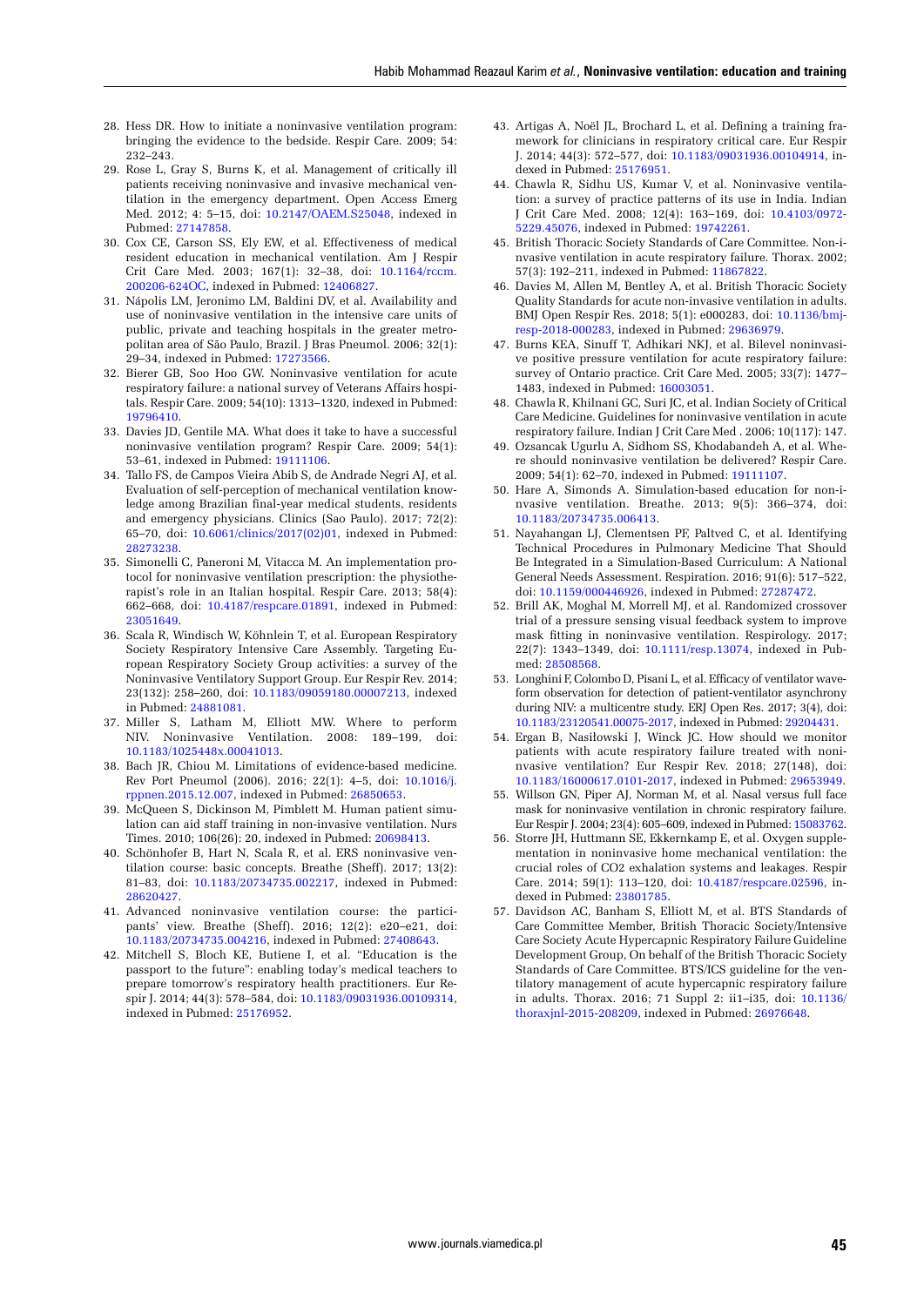28. Hess DR. How to initiate a noninvasive ventilation program: bringing the evidence to the bedside. Respir Care. 2009; 54: 232–243.
29. Rose L, Gray S, Burns K, et al. Management of critically ill patients receiving noninvasive and invasive mechanical ventilation in the emergency department. Open Access Emerg Med. 2012; 4: 5–15, doi: 10.2147/OAEM.S25048, indexed in Pubmed: 27147858.
30. Cox CE, Carson SS, Ely EW, et al. Effectiveness of medical resident education in mechanical ventilation. Am J Respir Crit Care Med. 2003; 167(1): 32–38, doi: 10.1164/rccm.200206-624OC, indexed in Pubmed: 12406827.
31. Nápolis LM, Jeronimo LM, Baldini DV, et al. Availability and use of noninvasive ventilation in the intensive care units of public, private and teaching hospitals in the greater metropolitan area of São Paulo, Brazil. J Bras Pneumol. 2006; 32(1): 29–34, indexed in Pubmed: 17273566.
32. Bierer GB, Soo Hoo GW. Noninvasive ventilation for acute respiratory failure: a national survey of Veterans Affairs hospitals. Respir Care. 2009; 54(10): 1313–1320, indexed in Pubmed: 19796410.
33. Davies JD, Gentile MA. What does it take to have a successful noninvasive ventilation program? Respir Care. 2009; 54(1): 53–61, indexed in Pubmed: 19111106.
34. Tallo FS, de Campos Vieira Abib S, de Andrade Negri AJ, et al. Evaluation of self-perception of mechanical ventilation knowledge among Brazilian final-year medical students, residents and emergency physicians. Clinics (Sao Paulo). 2017; 72(2): 65–70, doi: 10.6061/clinics/2017(02)01, indexed in Pubmed: 28273238.
35. Simonelli C, Paneroni M, Vitacca M. An implementation protocol for noninvasive ventilation prescription: the physiotherapist's role in an Italian hospital. Respir Care. 2013; 58(4): 662–668, doi: 10.4187/respcare.01891, indexed in Pubmed: 23051649.
36. Scala R, Windisch W, Köhnlein T, et al. European Respiratory Society Respiratory Intensive Care Assembly. Targeting European Respiratory Society Group activities: a survey of the Noninvasive Ventilatory Support Group. Eur Respir Rev. 2014; 23(132): 258–260, doi: 10.1183/09059180.00007213, indexed in Pubmed: 24881081.
37. Miller S, Latham M, Elliott MW. Where to perform NIV. Noninvasive Ventilation. 2008: 189–199, doi: 10.1183/1025448x.00041013.
38. Bach JR, Chiou M. Limitations of evidence-based medicine. Rev Port Pneumol (2006). 2016; 22(1): 4–5, doi: 10.1016/j.rppnen.2015.12.007, indexed in Pubmed: 26850653.
39. McQueen S, Dickinson M, Pimblett M. Human patient simulation can aid staff training in non-invasive ventilation. Nurs Times. 2010; 106(26): 20, indexed in Pubmed: 20698413.
40. Schönhofer B, Hart N, Scala R, et al. ERS noninvasive ventilation course: basic concepts. Breathe (Sheff). 2017; 13(2): 81–83, doi: 10.1183/20734735.002217, indexed in Pubmed: 28620427.
41. Advanced noninvasive ventilation course: the participants' view. Breathe (Sheff). 2016; 12(2): e20–e21, doi: 10.1183/20734735.004216, indexed in Pubmed: 27408643.
42. Mitchell S, Bloch KE, Butiene I, et al. "Education is the passport to the future": enabling today's medical teachers to prepare tomorrow's respiratory health practitioners. Eur Respir J. 2014; 44(3): 578–584, doi: 10.1183/09031936.00109314, indexed in Pubmed: 25176952.
43. Artigas A, Noël JL, Brochard L, et al. Defining a training framework for clinicians in respiratory critical care. Eur Respir J. 2014; 44(3): 572–577, doi: 10.1183/09031936.00104914, indexed in Pubmed: 25176951.
44. Chawla R, Sidhu US, Kumar V, et al. Noninvasive ventilation: a survey of practice patterns of its use in India. Indian J Crit Care Med. 2008; 12(4): 163–169, doi: 10.4103/0972-5229.45076, indexed in Pubmed: 19742261.
45. British Thoracic Society Standards of Care Committee. Non-invasive ventilation in acute respiratory failure. Thorax. 2002; 57(3): 192–211, indexed in Pubmed: 11867822.
46. Davies M, Allen M, Bentley A, et al. British Thoracic Society Quality Standards for acute non-invasive ventilation in adults. BMJ Open Respir Res. 2018; 5(1): e000283, doi: 10.1136/bmjresp-2018-000283, indexed in Pubmed: 29636979.
47. Burns KEA, Sinuff T, Adhikari NKJ, et al. Bilevel noninvasive positive pressure ventilation for acute respiratory failure: survey of Ontario practice. Crit Care Med. 2005; 33(7): 1477–1483, indexed in Pubmed: 16003051.
48. Chawla R, Khilnani GC, Suri JC, et al. Indian Society of Critical Care Medicine. Guidelines for noninvasive ventilation in acute respiratory failure. Indian J Crit Care Med . 2006; 10(117): 147.
49. Ozsancak Ugurlu A, Sidhom SS, Khodabandeh A, et al. Where should noninvasive ventilation be delivered? Respir Care. 2009; 54(1): 62–70, indexed in Pubmed: 19111107.
50. Hare A, Simonds A. Simulation-based education for non-invasive ventilation. Breathe. 2013; 9(5): 366–374, doi: 10.1183/20734735.006413.
51. Nayahangan LJ, Clementsen PF, Paltved C, et al. Identifying Technical Procedures in Pulmonary Medicine That Should Be Integrated in a Simulation-Based Curriculum: A National General Needs Assessment. Respiration. 2016; 91(6): 517–522, doi: 10.1159/000446926, indexed in Pubmed: 27287472.
52. Brill AK, Moghal M, Morrell MJ, et al. Randomized crossover trial of a pressure sensing visual feedback system to improve mask fitting in noninvasive ventilation. Respirology. 2017; 22(7): 1343–1349, doi: 10.1111/resp.13074, indexed in Pubmed: 28508568.
53. Longhini F, Colombo D, Pisani L, et al. Efficacy of ventilator waveform observation for detection of patient-ventilator asynchrony during NIV: a multicentre study. ERJ Open Res. 2017; 3(4), doi: 10.1183/23120541.00075-2017, indexed in Pubmed: 29204431.
54. Ergan B, Nasiłowski J, Winck JC. How should we monitor patients with acute respiratory failure treated with noninvasive ventilation? Eur Respir Rev. 2018; 27(148), doi: 10.1183/16000617.0101-2017, indexed in Pubmed: 29653949.
55. Willson GN, Piper AJ, Norman M, et al. Nasal versus full face mask for noninvasive ventilation in chronic respiratory failure. Eur Respir J. 2004; 23(4): 605–609, indexed in Pubmed: 15083762.
56. Storre JH, Huttmann SE, Ekkernkamp E, et al. Oxygen supplementation in noninvasive home mechanical ventilation: the crucial roles of CO2 exhalation systems and leakages. Respir Care. 2014; 59(1): 113–120, doi: 10.4187/respcare.02596, indexed in Pubmed: 23801785.
57. Davidson AC, Banham S, Elliott M, et al. BTS Standards of Care Committee Member, British Thoracic Society/Intensive Care Society Acute Hypercapnic Respiratory Failure Guideline Development Group, On behalf of the British Thoracic Society Standards of Care Committee. BTS/ICS guideline for the ventilatory management of acute hypercapnic respiratory failure in adults. Thorax. 2016; 71 Suppl 2: ii1–ii35, doi: 10.1136/thoraxjnl-2015-208209, indexed in Pubmed: 26976648.